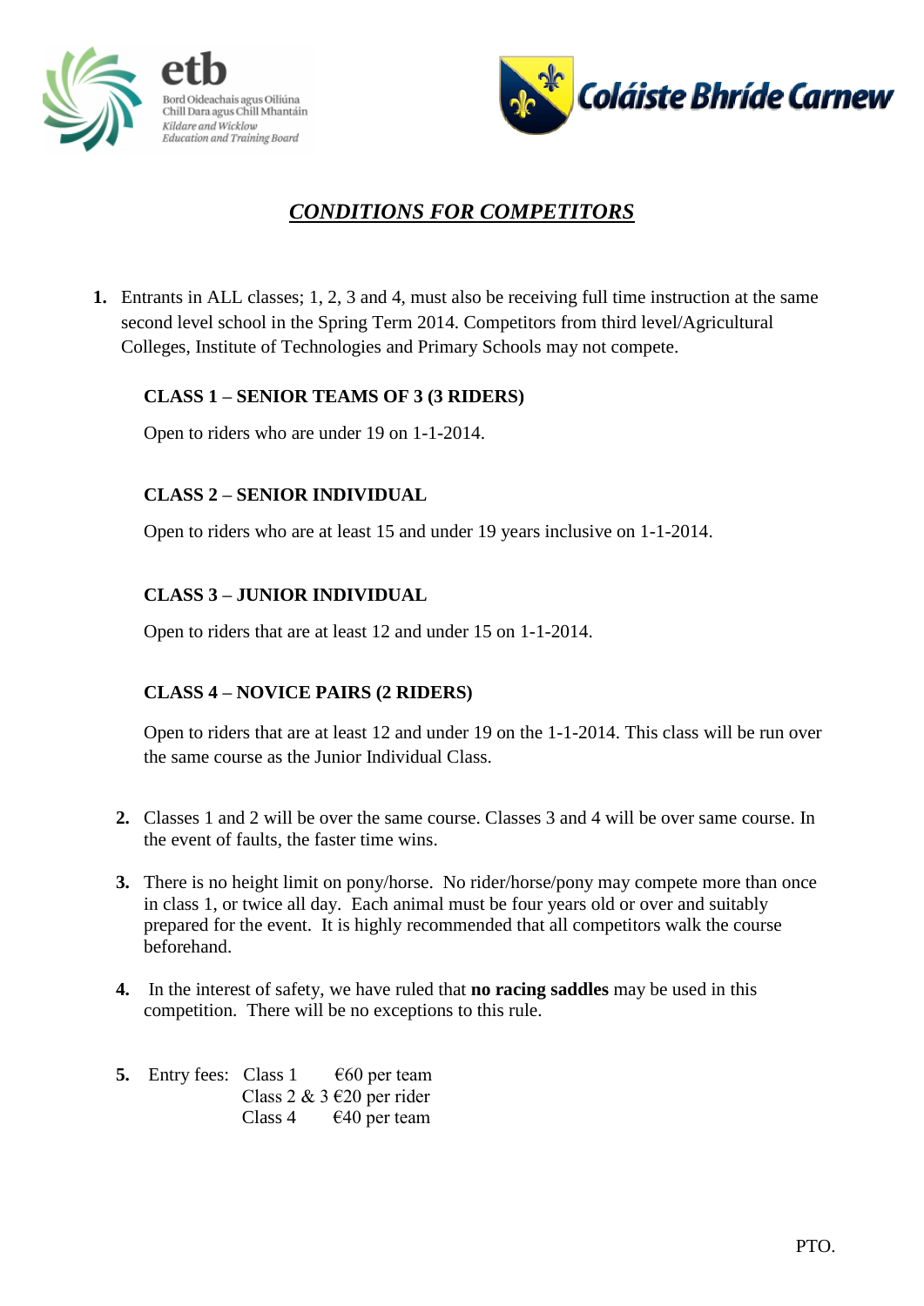# *CONDITIONS FOR COMPETITORS*

1. Entrants in ALL classes; 1, 2, 3 and 4, must also be receiving full time instruction at the same second level school in the Spring Term 2014. Competitors from third level/Agricultural Colleges, Institute of Technologies and Primary Schools may not compete.

   **CLASS 1 – SENIOR TEAMS OF 3 (3 RIDERS)**

   Open to riders who are under 19 on 1-1-2014.

   **CLASS 2 – SENIOR INDIVIDUAL**

   Open to riders who are at least 15 and under 19 years inclusive on 1-1-2014.

   **CLASS 3 – JUNIOR INDIVIDUAL**

   Open to riders that are at least 12 and under 15 on 1-1-2014.

   **CLASS 4 – NOVICE PAIRS (2 RIDERS)**

   Open to riders that are at least 12 and under 19 on the 1-1-2014. This class will be run over the same course as the Junior Individual Class.

2. Classes 1 and 2 will be over the same course. Classes 3 and 4 will be over same course. In the event of faults, the faster time wins.

3. There is no height limit on pony/horse. No rider/horse/pony may compete more than once in class 1, or twice all day. Each animal must be four years old or over and suitably prepared for the event. It is highly recommended that all competitors walk the course beforehand.

4. In the interest of safety, we have ruled that **no racing saddles** may be used in this competition. There will be no exceptions to this rule.

5. Entry fees:
   - Class 1 €60 per team
   - Class 2 & 3 €20 per rider
   - Class 4 €40 per team

PTO.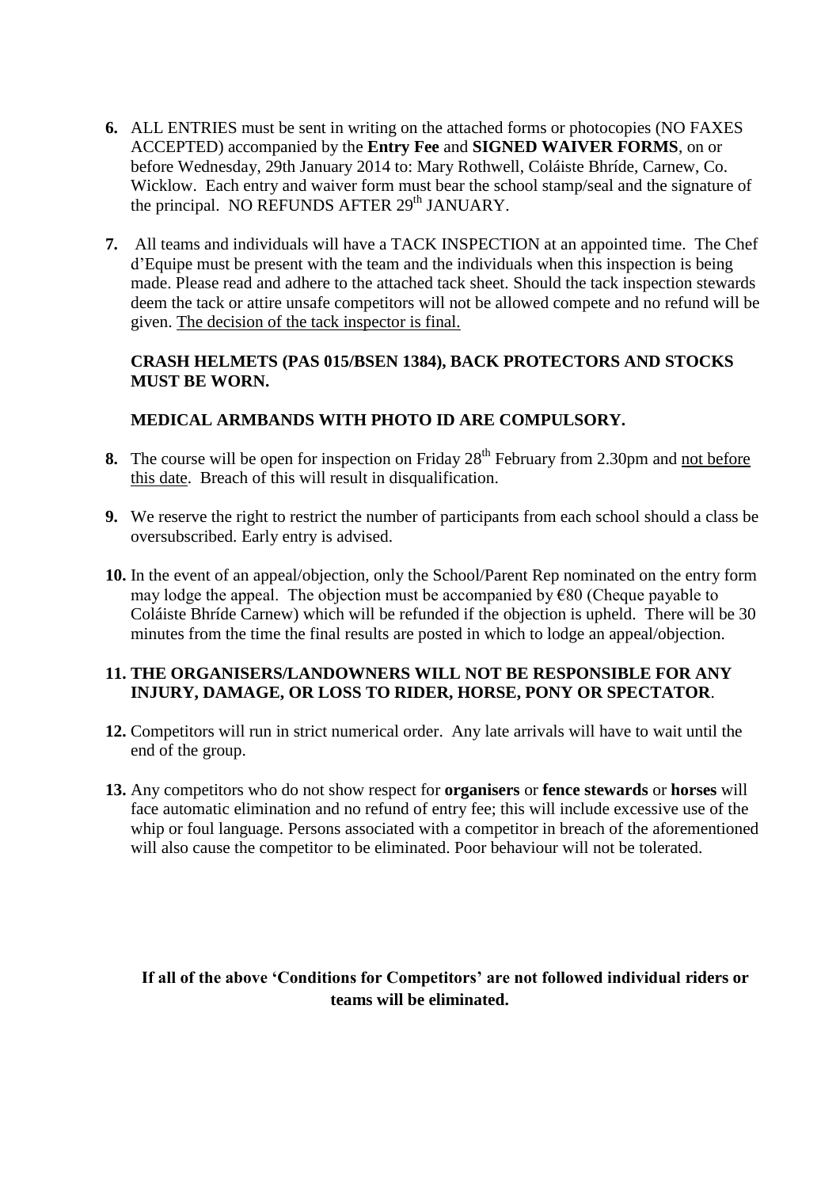6. ALL ENTRIES must be sent in writing on the attached forms or photocopies (NO FAXES ACCEPTED) accompanied by the **Entry Fee** and **SIGNED WAIVER FORMS**, on or before Wednesday, 29th January 2014 to: Mary Rothwell, Coláiste Bhríde, Carnew, Co. Wicklow. Each entry and waiver form must bear the school stamp/seal and the signature of the principal. NO REFUNDS AFTER 29th JANUARY.

7. All teams and individuals will have a TACK INSPECTION at an appointed time. The Chef d'Equipe must be present with the team and the individuals when this inspection is being made. Please read and adhere to the attached tack sheet. Should the tack inspection stewards deem the tack or attire unsafe competitors will not be allowed compete and no refund will be given. The decision of the tack inspector is final.

   **CRASH HELMETS (PAS 015/BSEN 1384), BACK PROTECTORS AND STOCKS MUST BE WORN.**

   **MEDICAL ARMBANDS WITH PHOTO ID ARE COMPULSORY.**

8. The course will be open for inspection on Friday 28th February from 2.30pm and not before this date. Breach of this will result in disqualification.

9. We reserve the right to restrict the number of participants from each school should a class be oversubscribed. Early entry is advised.

10. In the event of an appeal/objection, only the School/Parent Rep nominated on the entry form may lodge the appeal. The objection must be accompanied by €80 (Cheque payable to Coláiste Bhríde Carnew) which will be refunded if the objection is upheld. There will be 30 minutes from the time the final results are posted in which to lodge an appeal/objection.

11. **THE ORGANISERS/LANDOWNERS WILL NOT BE RESPONSIBLE FOR ANY INJURY, DAMAGE, OR LOSS TO RIDER, HORSE, PONY OR SPECTATOR**.

12. Competitors will run in strict numerical order. Any late arrivals will have to wait until the end of the group.

13. Any competitors who do not show respect for **organisers** or **fence stewards** or **horses** will face automatic elimination and no refund of entry fee; this will include excessive use of the whip or foul language. Persons associated with a competitor in breach of the aforementioned will also cause the competitor to be eliminated. Poor behaviour will not be tolerated.

**If all of the above 'Conditions for Competitors' are not followed individual riders or teams will be eliminated.**